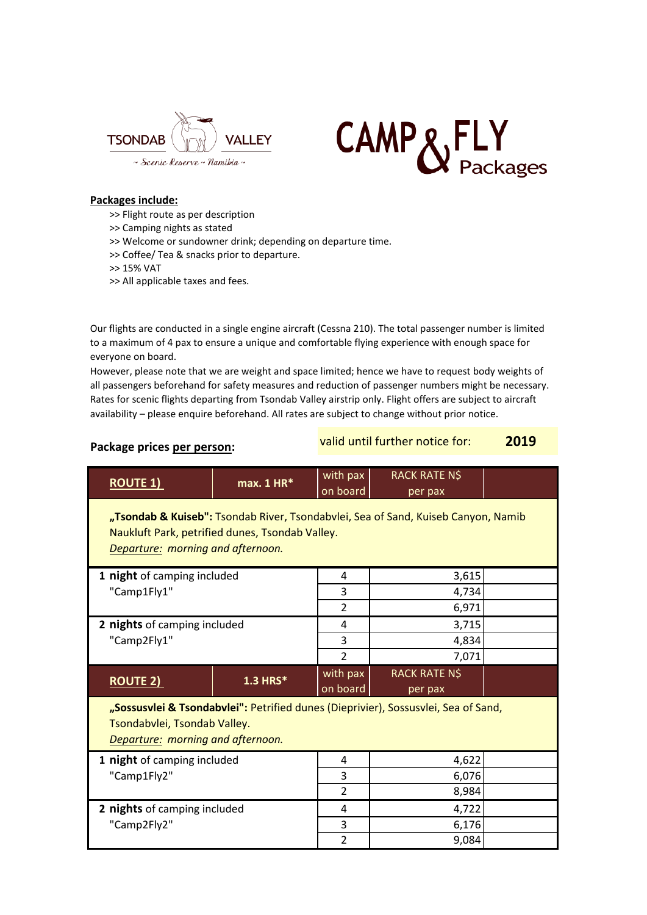TSONDAB VALLEY

~ Scenic Reserve ~ Namibia ~

# CAMP & FLY Packages

**Packages include:**

- >> Flight route as per description
- >> Camping nights as stated
- >> Welcome or sundowner drink; depending on departure time.
- >> Coffee/ Tea & snacks prior to departure.
- >> 15% VAT
- >> All applicable taxes and fees.

Our flights are conducted in a single engine aircraft (Cessna 210). The total passenger number is limited to a maximum of 4 pax to ensure a unique and comfortable flying experience with enough space for everyone on board.
However, please note that we are weight and space limited; hence we have to request body weights of all passengers beforehand for safety measures and reduction of passenger numbers might be necessary. Rates for scenic flights departing from Tsondab Valley airstrip only. Flight offers are subject to aircraft availability – please enquire beforehand. All rates are subject to change without prior notice.

**Package prices per person:**

valid until further notice for: **2019**

| **ROUTE 1)** | **max. 1 HR*** | with pax on board | RACK RATE N$ per pax |
|---|---|---|---|
| **„Tsondab & Kuiseb":** Tsondab River, Tsondabvlei, Sea of Sand, Kuiseb Canyon, Namib Naukluft Park, petrified dunes, Tsondab Valley. *Departure: morning and afternoon.* | | | |
| **1 night** of camping included "Camp1Fly1" | | 4 | 3,615 |
| | | 3 | 4,734 |
| | | 2 | 6,971 |
| **2 nights** of camping included "Camp2Fly1" | | 4 | 3,715 |
| | | 3 | 4,834 |
| | | 2 | 7,071 |
| **ROUTE 2)** | **1.3 HRS*** | with pax on board | RACK RATE N$ per pax |
| **„Sossusvlei & Tsondabvlei":** Petrified dunes (Dieprivier), Sossusvlei, Sea of Sand, Tsondabvlei, Tsondab Valley. *Departure: morning and afternoon.* | | | |
| **1 night** of camping included "Camp1Fly2" | | 4 | 4,622 |
| | | 3 | 6,076 |
| | | 2 | 8,984 |
| **2 nights** of camping included "Camp2Fly2" | | 4 | 4,722 |
| | | 3 | 6,176 |
| | | 2 | 9,084 |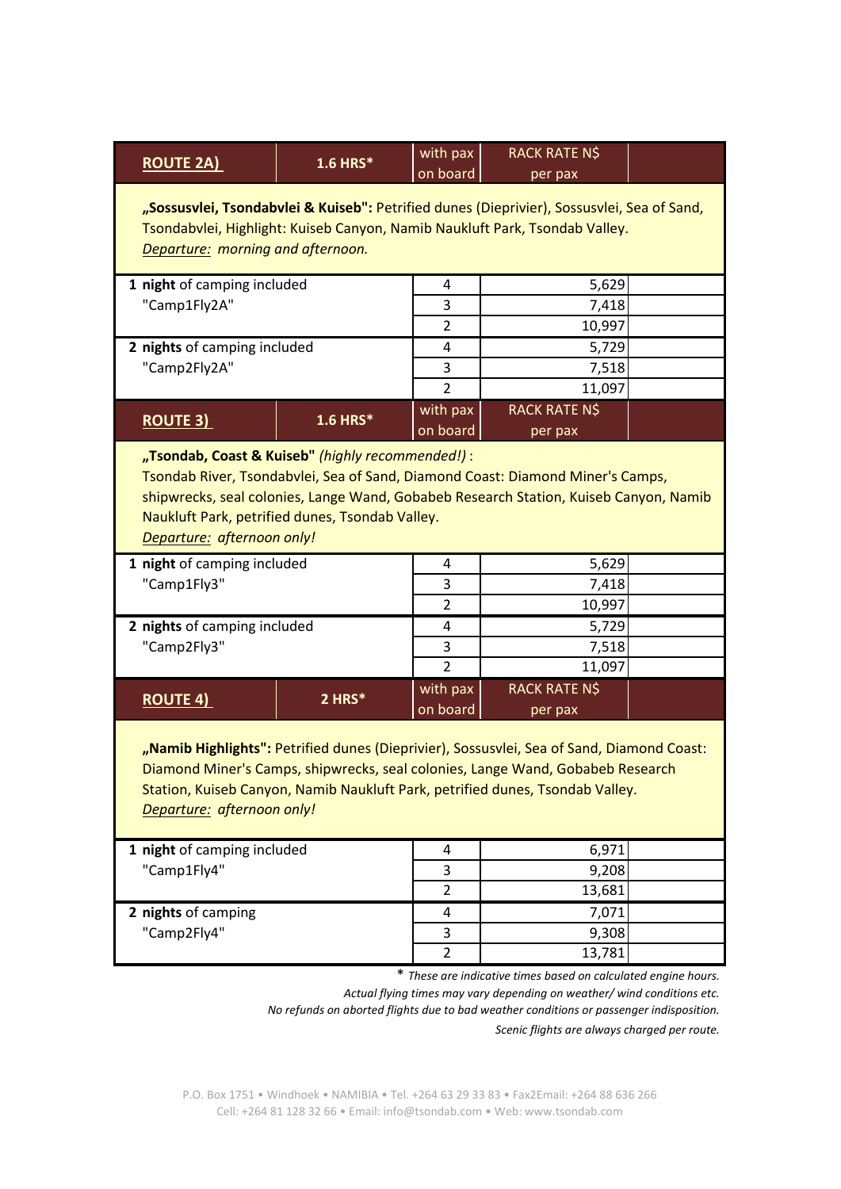| **ROUTE 2A)** | **1.6 HRS*** | with pax on board | RACK RATE N$ per pax | |
|---|---|---|---|---|
| **„Sossusvlei, Tsondabvlei & Kuiseb":** Petrified dunes (Dieprivier), Sossusvlei, Sea of Sand, Tsondabvlei, Highlight: Kuiseb Canyon, Namib Naukluft Park, Tsondab Valley. *Departure: morning and afternoon.* | | | | |
| **1 night** of camping included "Camp1Fly2A" | | 4 | 5,629 | |
| | | 3 | 7,418 | |
| | | 2 | 10,997 | |
| **2 nights** of camping included "Camp2Fly2A" | | 4 | 5,729 | |
| | | 3 | 7,518 | |
| | | 2 | 11,097 | |
| **ROUTE 3)** | **1.6 HRS*** | with pax on board | RACK RATE N$ per pax | |
| **„Tsondab, Coast & Kuiseb"** *(highly recommended!)* : Tsondab River, Tsondabvlei, Sea of Sand, Diamond Coast: Diamond Miner's Camps, shipwrecks, seal colonies, Lange Wand, Gobabeb Research Station, Kuiseb Canyon, Namib Naukluft Park, petrified dunes, Tsondab Valley. *Departure: afternoon only!* | | | | |
| **1 night** of camping included "Camp1Fly3" | | 4 | 5,629 | |
| | | 3 | 7,418 | |
| | | 2 | 10,997 | |
| **2 nights** of camping included "Camp2Fly3" | | 4 | 5,729 | |
| | | 3 | 7,518 | |
| | | 2 | 11,097 | |
| **ROUTE 4)** | **2 HRS*** | with pax on board | RACK RATE N$ per pax | |
| **„Namib Highlights":** Petrified dunes (Dieprivier), Sossusvlei, Sea of Sand, Diamond Coast: Diamond Miner's Camps, shipwrecks, seal colonies, Lange Wand, Gobabeb Research Station, Kuiseb Canyon, Namib Naukluft Park, petrified dunes, Tsondab Valley. *Departure: afternoon only!* | | | | |
| **1 night** of camping included "Camp1Fly4" | | 4 | 6,971 | |
| | | 3 | 9,208 | |
| | | 2 | 13,681 | |
| **2 nights** of camping "Camp2Fly4" | | 4 | 7,071 | |
| | | 3 | 9,308 | |
| | | 2 | 13,781 | |

\* *These are indicative times based on calculated engine hours.*
*Actual flying times may vary depending on weather/ wind conditions etc.*
*No refunds on aborted flights due to bad weather conditions or passenger indisposition.*
*Scenic flights are always charged per route.*

P.O. Box 1751 • Windhoek • NAMIBIA • Tel. +264 63 29 33 83 • Fax2Email: +264 88 636 266
Cell: +264 81 128 32 66 • Email: info@tsondab.com • Web: www.tsondab.com